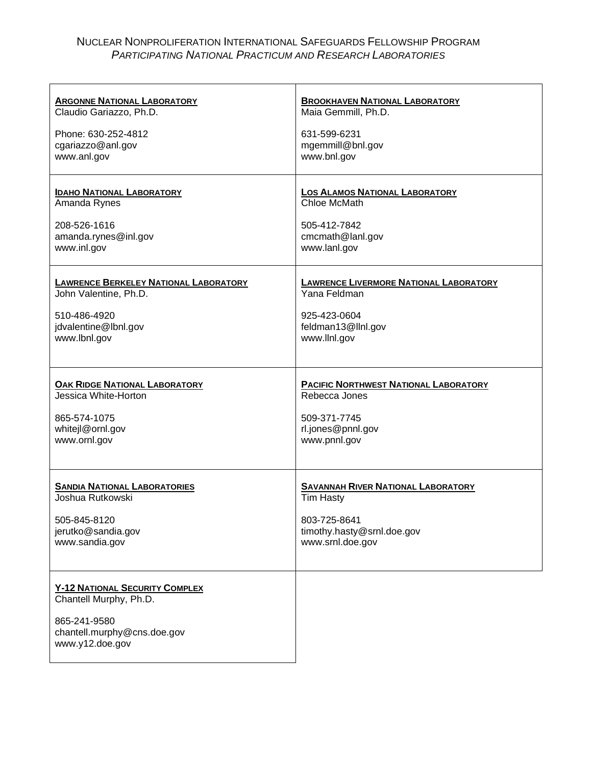# Nuclear Nonproliferation International Safeguards Fellowship Program

## *Participating National Practicum and Research Laboratories*

| | |
|---|---|
| **Argonne National Laboratory**<br>Claudio Gariazzo, Ph.D.<br><br>Phone: 630-252-4812<br>cgariazzo@anl.gov<br>www.anl.gov | **Brookhaven National Laboratory**<br>Maia Gemmill, Ph.D.<br><br>631-599-6231<br>mgemmill@bnl.gov<br>www.bnl.gov |
| **Idaho National Laboratory**<br>Amanda Rynes<br><br>208-526-1616<br>amanda.rynes@inl.gov<br>www.inl.gov | **Los Alamos National Laboratory**<br>Chloe McMath<br><br>505-412-7842<br>cmcmath@lanl.gov<br>www.lanl.gov |
| **Lawrence Berkeley National Laboratory**<br>John Valentine, Ph.D.<br><br>510-486-4920<br>jdvalentine@lbnl.gov<br>www.lbnl.gov | **Lawrence Livermore National Laboratory**<br>Yana Feldman<br><br>925-423-0604<br>feldman13@llnl.gov<br>www.llnl.gov |
| **Oak Ridge National Laboratory**<br>Jessica White-Horton<br><br>865-574-1075<br>whitejl@ornl.gov<br>www.ornl.gov | **Pacific Northwest National Laboratory**<br>Rebecca Jones<br><br>509-371-7745<br>rl.jones@pnnl.gov<br>www.pnnl.gov |
| **Sandia National Laboratories**<br>Joshua Rutkowski<br><br>505-845-8120<br>jerutko@sandia.gov<br>www.sandia.gov | **Savannah River National Laboratory**<br>Tim Hasty<br><br>803-725-8641<br>timothy.hasty@srnl.doe.gov<br>www.srnl.doe.gov |
| **Y-12 National Security Complex**<br>Chantell Murphy, Ph.D.<br><br>865-241-9580<br>chantell.murphy@cns.doe.gov<br>www.y12.doe.gov | |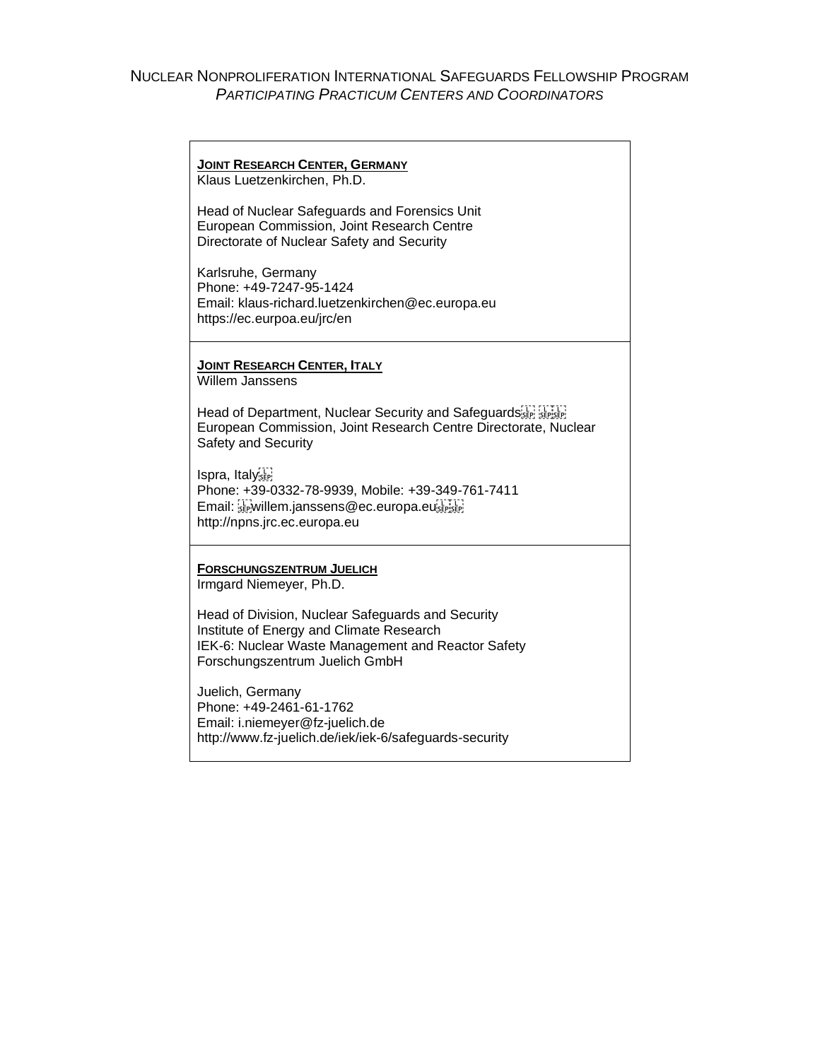# Nuclear Nonproliferation International Safeguards Fellowship Program

*Participating Practicum Centers and Coordinators*

**Joint Research Center, Germany**
Klaus Luetzenkirchen, Ph.D.

Head of Nuclear Safeguards and Forensics Unit
European Commission, Joint Research Centre
Directorate of Nuclear Safety and Security

Karlsruhe, Germany
Phone: +49-7247-95-1424
Email: klaus-richard.luetzenkirchen@ec.europa.eu
https://ec.eurpoa.eu/jrc/en

**Joint Research Center, Italy**
Willem Janssens

Head of Department, Nuclear Security and Safeguards
European Commission, Joint Research Centre Directorate, Nuclear Safety and Security

Ispra, Italy
Phone: +39-0332-78-9939, Mobile: +39-349-761-7411
Email: willem.janssens@ec.europa.eu
http://npns.jrc.ec.europa.eu

**Forschungszentrum Juelich**
Irmgard Niemeyer, Ph.D.

Head of Division, Nuclear Safeguards and Security
Institute of Energy and Climate Research
IEK-6: Nuclear Waste Management and Reactor Safety
Forschungszentrum Juelich GmbH

Juelich, Germany
Phone: +49-2461-61-1762
Email: i.niemeyer@fz-juelich.de
http://www.fz-juelich.de/iek/iek-6/safeguards-security